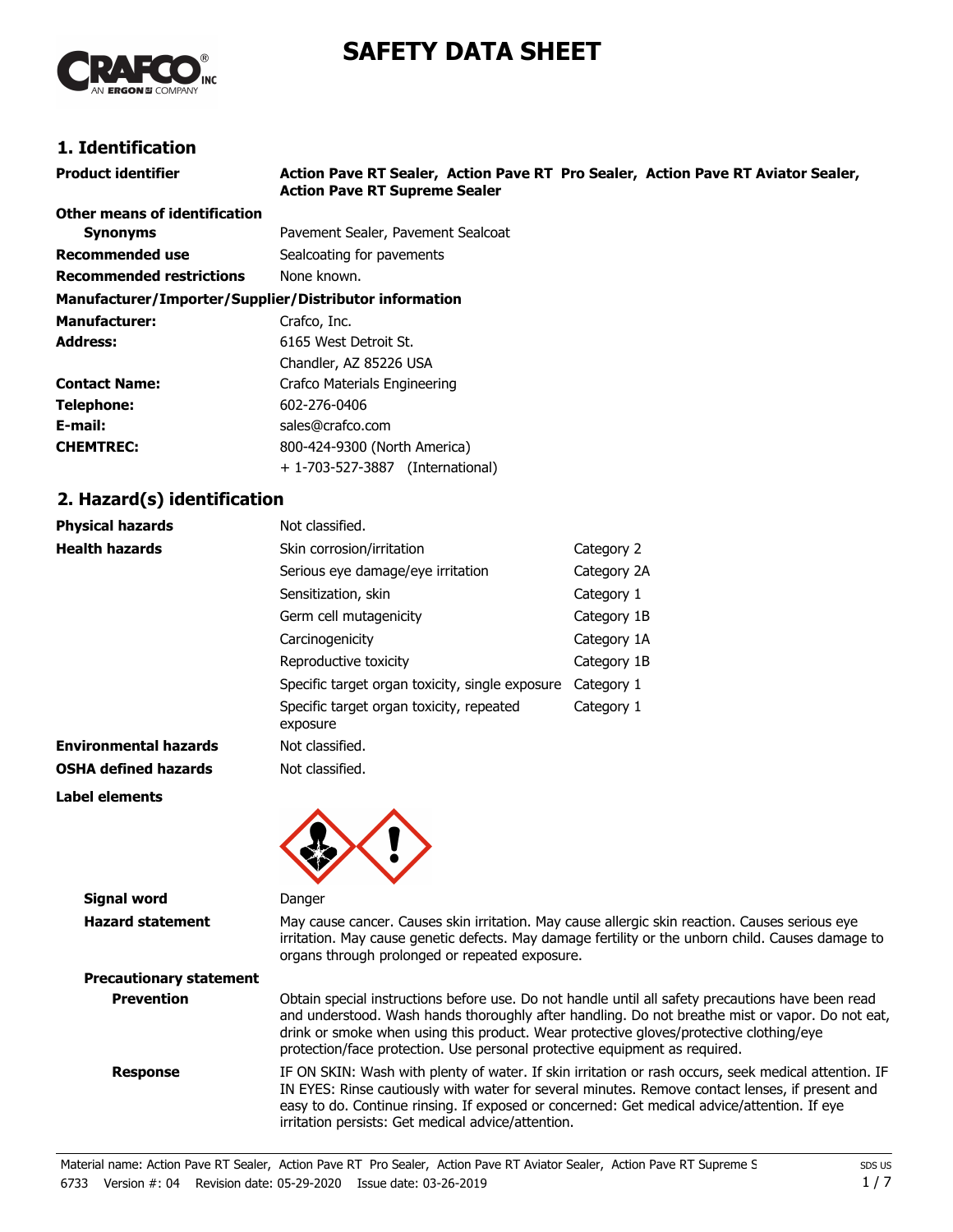# SAFETY DATA SHEET

## 1. Identification

| | |
|---|---|
| **Product identifier** | **Action Pave RT Sealer, Action Pave RT Pro Sealer, Action Pave RT Aviator Sealer, Action Pave RT Supreme Sealer** |
| **Other means of identification** | |
| **Synonyms** | Pavement Sealer, Pavement Sealcoat |
| **Recommended use** | Sealcoating for pavements |
| **Recommended restrictions** | None known. |

**Manufacturer/Importer/Supplier/Distributor information**

| | |
|---|---|
| **Manufacturer:** | Crafco, Inc. |
| **Address:** | 6165 West Detroit St.<br>Chandler, AZ 85226 USA |
| **Contact Name:** | Crafco Materials Engineering |
| **Telephone:** | 602-276-0406 |
| **E-mail:** | sales@crafco.com |
| **CHEMTREC:** | 800-424-9300 (North America)<br>+ 1-703-527-3887 (International) |

## 2. Hazard(s) identification

| | | |
|---|---|---|
| **Physical hazards** | Not classified. | |
| **Health hazards** | Skin corrosion/irritation | Category 2 |
| | Serious eye damage/eye irritation | Category 2A |
| | Sensitization, skin | Category 1 |
| | Germ cell mutagenicity | Category 1B |
| | Carcinogenicity | Category 1A |
| | Reproductive toxicity | Category 1B |
| | Specific target organ toxicity, single exposure | Category 1 |
| | Specific target organ toxicity, repeated exposure | Category 1 |
| **Environmental hazards** | Not classified. | |
| **OSHA defined hazards** | Not classified. | |

**Label elements**

**Signal word** Danger

**Hazard statement** May cause cancer. Causes skin irritation. May cause allergic skin reaction. Causes serious eye irritation. May cause genetic defects. May damage fertility or the unborn child. Causes damage to organs through prolonged or repeated exposure.

**Precautionary statement**

**Prevention** Obtain special instructions before use. Do not handle until all safety precautions have been read and understood. Wash hands thoroughly after handling. Do not breathe mist or vapor. Do not eat, drink or smoke when using this product. Wear protective gloves/protective clothing/eye protection/face protection. Use personal protective equipment as required.

**Response** IF ON SKIN: Wash with plenty of water. If skin irritation or rash occurs, seek medical attention. IF IN EYES: Rinse cautiously with water for several minutes. Remove contact lenses, if present and easy to do. Continue rinsing. If exposed or concerned: Get medical advice/attention. If eye irritation persists: Get medical advice/attention.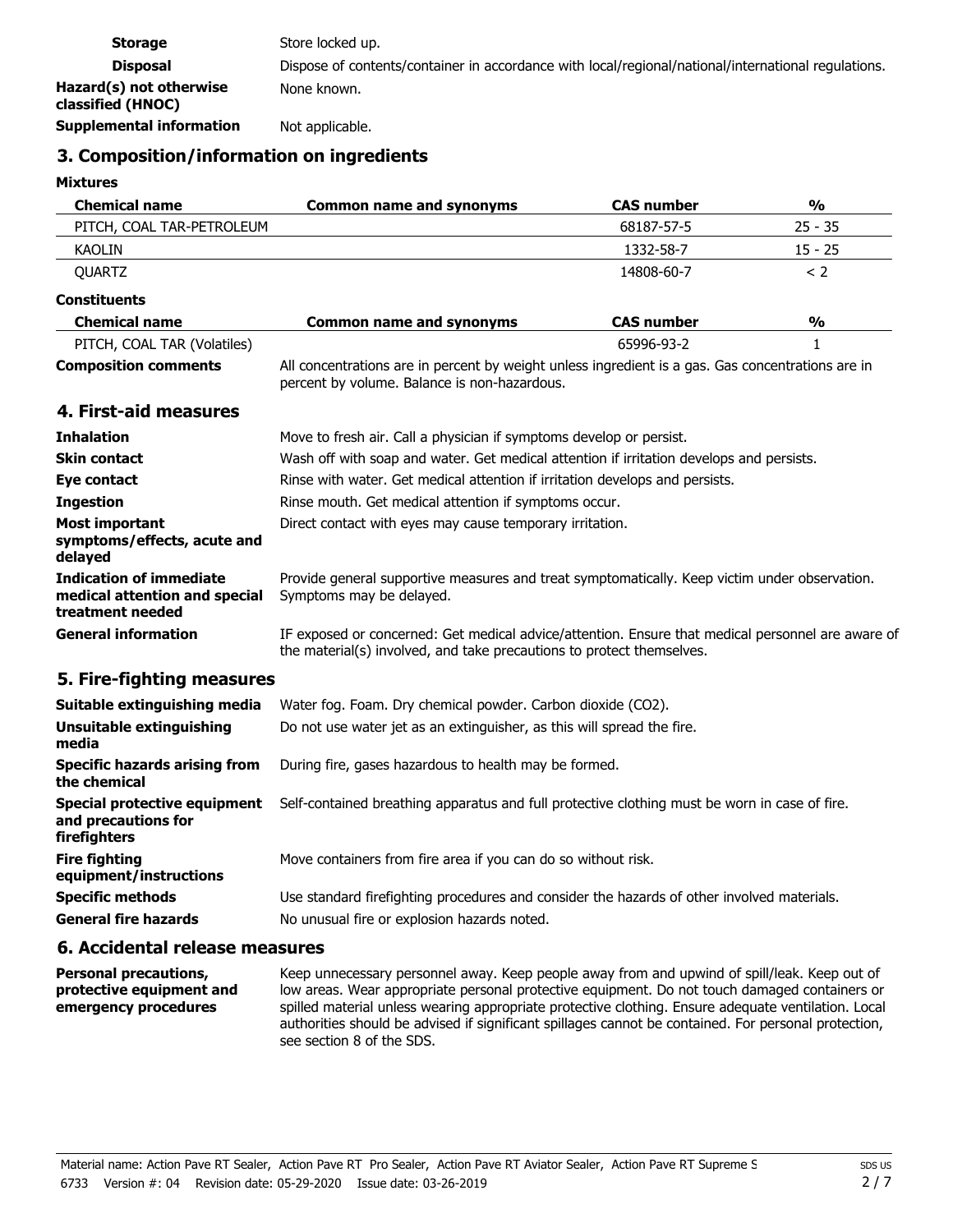| | |
|---|---|
| **Storage** | Store locked up. |
| **Disposal** | Dispose of contents/container in accordance with local/regional/national/international regulations. |
| **Hazard(s) not otherwise classified (HNOC)** | None known. |
| **Supplemental information** | Not applicable. |

## 3. Composition/information on ingredients

**Mixtures**

| Chemical name | Common name and synonyms | CAS number | % |
|---|---|---|---|
| PITCH, COAL TAR-PETROLEUM | | 68187-57-5 | 25 - 35 |
| KAOLIN | | 1332-58-7 | 15 - 25 |
| QUARTZ | | 14808-60-7 | < 2 |

**Constituents**

| Chemical name | Common name and synonyms | CAS number | % |
|---|---|---|---|
| PITCH, COAL TAR (Volatiles) | | 65996-93-2 | 1 |

**Composition comments** All concentrations are in percent by weight unless ingredient is a gas. Gas concentrations are in percent by volume. Balance is non-hazardous.

## 4. First-aid measures

| | |
|---|---|
| **Inhalation** | Move to fresh air. Call a physician if symptoms develop or persist. |
| **Skin contact** | Wash off with soap and water. Get medical attention if irritation develops and persists. |
| **Eye contact** | Rinse with water. Get medical attention if irritation develops and persists. |
| **Ingestion** | Rinse mouth. Get medical attention if symptoms occur. |
| **Most important symptoms/effects, acute and delayed** | Direct contact with eyes may cause temporary irritation. |
| **Indication of immediate medical attention and special treatment needed** | Provide general supportive measures and treat symptomatically. Keep victim under observation. Symptoms may be delayed. |
| **General information** | IF exposed or concerned: Get medical advice/attention. Ensure that medical personnel are aware of the material(s) involved, and take precautions to protect themselves. |

## 5. Fire-fighting measures

| | |
|---|---|
| **Suitable extinguishing media** | Water fog. Foam. Dry chemical powder. Carbon dioxide ($CO_2$). |
| **Unsuitable extinguishing media** | Do not use water jet as an extinguisher, as this will spread the fire. |
| **Specific hazards arising from the chemical** | During fire, gases hazardous to health may be formed. |
| **Special protective equipment and precautions for firefighters** | Self-contained breathing apparatus and full protective clothing must be worn in case of fire. |
| **Fire fighting equipment/instructions** | Move containers from fire area if you can do so without risk. |
| **Specific methods** | Use standard firefighting procedures and consider the hazards of other involved materials. |
| **General fire hazards** | No unusual fire or explosion hazards noted. |

## 6. Accidental release measures

**Personal precautions, protective equipment and emergency procedures** Keep unnecessary personnel away. Keep people away from and upwind of spill/leak. Keep out of low areas. Wear appropriate personal protective equipment. Do not touch damaged containers or spilled material unless wearing appropriate protective clothing. Ensure adequate ventilation. Local authorities should be advised if significant spillages cannot be contained. For personal protection, see section 8 of the SDS.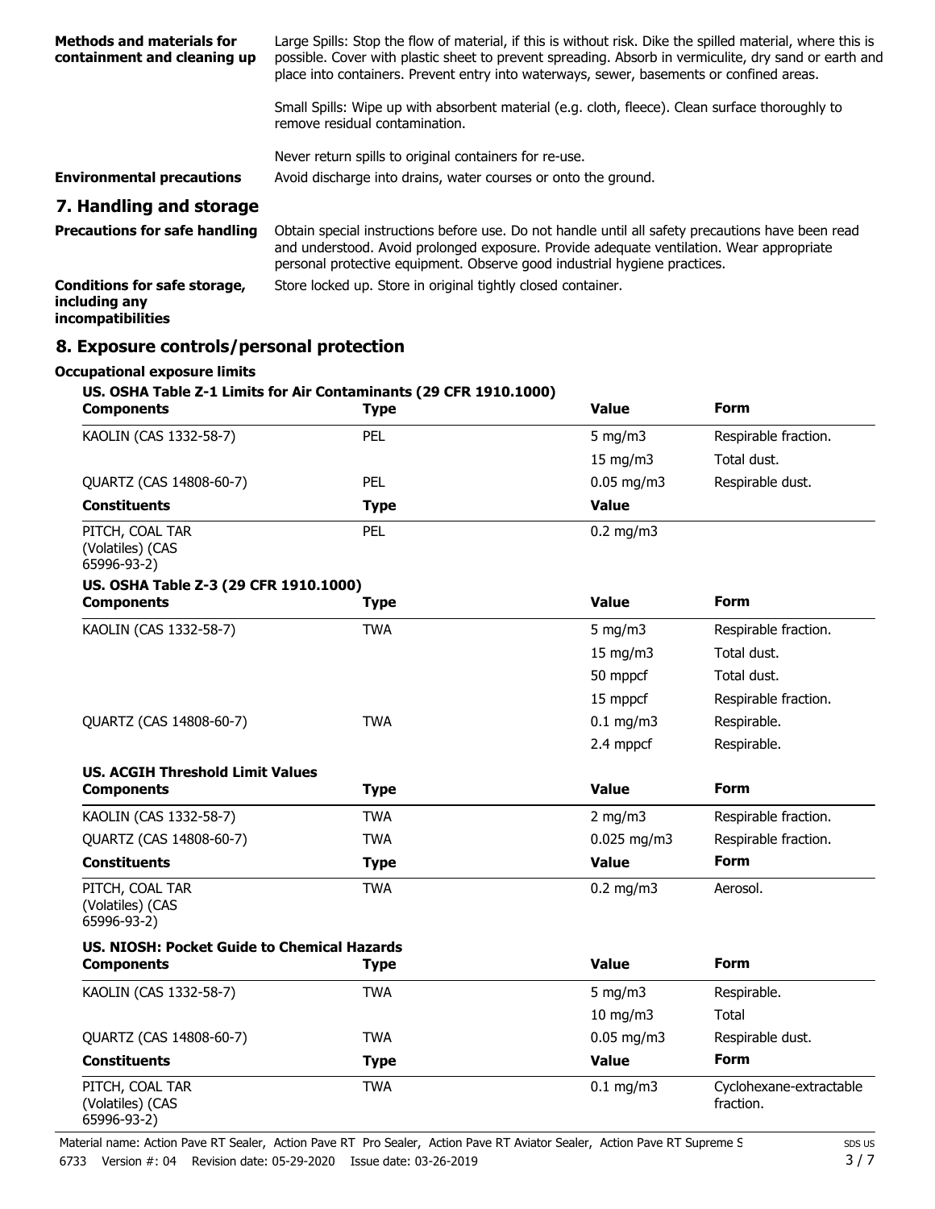| | |
|---|---|
| **Methods and materials for containment and cleaning up** | Large Spills: Stop the flow of material, if this is without risk. Dike the spilled material, where this is possible. Cover with plastic sheet to prevent spreading. Absorb in vermiculite, dry sand or earth and place into containers. Prevent entry into waterways, sewer, basements or confined areas. |
| | Small Spills: Wipe up with absorbent material (e.g. cloth, fleece). Clean surface thoroughly to remove residual contamination. |
| | Never return spills to original containers for re-use. |
| **Environmental precautions** | Avoid discharge into drains, water courses or onto the ground. |

## 7. Handling and storage

| | |
|---|---|
| **Precautions for safe handling** | Obtain special instructions before use. Do not handle until all safety precautions have been read and understood. Avoid prolonged exposure. Provide adequate ventilation. Wear appropriate personal protective equipment. Observe good industrial hygiene practices. |
| **Conditions for safe storage, including any incompatibilities** | Store locked up. Store in original tightly closed container. |

## 8. Exposure controls/personal protection

**Occupational exposure limits**

**US. OSHA Table Z-1 Limits for Air Contaminants (29 CFR 1910.1000)**

| Components | Type | Value | Form |
|---|---|---|---|
| KAOLIN (CAS 1332-58-7) | PEL | 5 mg/m3 | Respirable fraction. |
| | | 15 mg/m3 | Total dust. |
| QUARTZ (CAS 14808-60-7) | PEL | 0.05 mg/m3 | Respirable dust. |
| **Constituents** | **Type** | **Value** | |
| PITCH, COAL TAR (Volatiles) (CAS 65996-93-2) | PEL | 0.2 mg/m3 | |

**US. OSHA Table Z-3 (29 CFR 1910.1000)**

| Components | Type | Value | Form |
|---|---|---|---|
| KAOLIN (CAS 1332-58-7) | TWA | 5 mg/m3 | Respirable fraction. |
| | | 15 mg/m3 | Total dust. |
| | | 50 mppcf | Total dust. |
| | | 15 mppcf | Respirable fraction. |
| QUARTZ (CAS 14808-60-7) | TWA | 0.1 mg/m3 | Respirable. |
| | | 2.4 mppcf | Respirable. |

**US. ACGIH Threshold Limit Values**

| Components | Type | Value | Form |
|---|---|---|---|
| KAOLIN (CAS 1332-58-7) | TWA | 2 mg/m3 | Respirable fraction. |
| QUARTZ (CAS 14808-60-7) | TWA | 0.025 mg/m3 | Respirable fraction. |
| **Constituents** | **Type** | **Value** | **Form** |
| PITCH, COAL TAR (Volatiles) (CAS 65996-93-2) | TWA | 0.2 mg/m3 | Aerosol. |

**US. NIOSH: Pocket Guide to Chemical Hazards**

| Components | Type | Value | Form |
|---|---|---|---|
| KAOLIN (CAS 1332-58-7) | TWA | 5 mg/m3 | Respirable. |
| | | 10 mg/m3 | Total |
| QUARTZ (CAS 14808-60-7) | TWA | 0.05 mg/m3 | Respirable dust. |
| **Constituents** | **Type** | **Value** | **Form** |
| PITCH, COAL TAR (Volatiles) (CAS 65996-93-2) | TWA | 0.1 mg/m3 | Cyclohexane-extractable fraction. |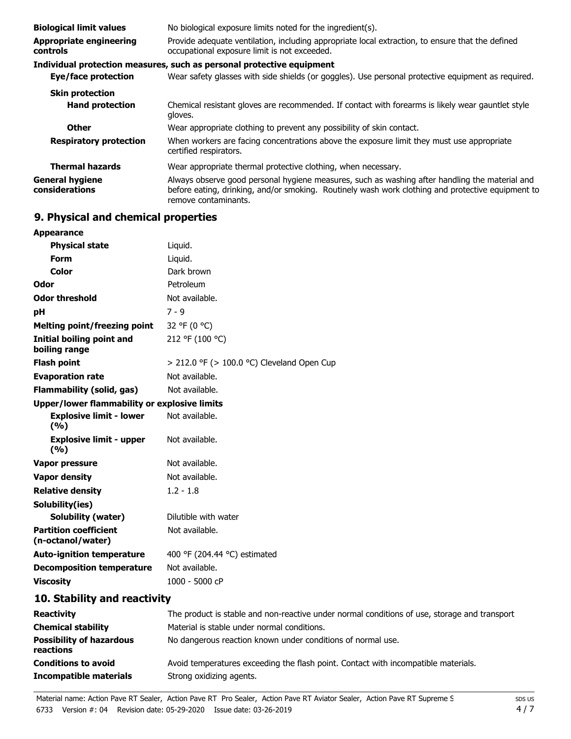| | |
|---|---|
| **Biological limit values** | No biological exposure limits noted for the ingredient(s). |
| **Appropriate engineering controls** | Provide adequate ventilation, including appropriate local extraction, to ensure that the defined occupational exposure limit is not exceeded. |

**Individual protection measures, such as personal protective equipment**

| | |
|---|---|
| **Eye/face protection** | Wear safety glasses with side shields (or goggles). Use personal protective equipment as required. |
| **Skin protection** | |
| **Hand protection** | Chemical resistant gloves are recommended. If contact with forearms is likely wear gauntlet style gloves. |
| **Other** | Wear appropriate clothing to prevent any possibility of skin contact. |
| **Respiratory protection** | When workers are facing concentrations above the exposure limit they must use appropriate certified respirators. |
| **Thermal hazards** | Wear appropriate thermal protective clothing, when necessary. |
| **General hygiene considerations** | Always observe good personal hygiene measures, such as washing after handling the material and before eating, drinking, and/or smoking. Routinely wash work clothing and protective equipment to remove contaminants. |

## 9. Physical and chemical properties

| | |
|---|---|
| **Appearance** | |
| **Physical state** | Liquid. |
| **Form** | Liquid. |
| **Color** | Dark brown |
| **Odor** | Petroleum |
| **Odor threshold** | Not available. |
| **pH** | 7 - 9 |
| **Melting point/freezing point** | 32 °F (0 °C) |
| **Initial boiling point and boiling range** | 212 °F (100 °C) |
| **Flash point** | > 212.0 °F (> 100.0 °C) Cleveland Open Cup |
| **Evaporation rate** | Not available. |
| **Flammability (solid, gas)** | Not available. |
| **Upper/lower flammability or explosive limits** | |
| **Explosive limit - lower (%)** | Not available. |
| **Explosive limit - upper (%)** | Not available. |
| **Vapor pressure** | Not available. |
| **Vapor density** | Not available. |
| **Relative density** | 1.2 - 1.8 |
| **Solubility(ies)** | |
| **Solubility (water)** | Dilutible with water |
| **Partition coefficient (n-octanol/water)** | Not available. |
| **Auto-ignition temperature** | 400 °F (204.44 °C) estimated |
| **Decomposition temperature** | Not available. |
| **Viscosity** | 1000 - 5000 cP |

## 10. Stability and reactivity

| | |
|---|---|
| **Reactivity** | The product is stable and non-reactive under normal conditions of use, storage and transport |
| **Chemical stability** | Material is stable under normal conditions. |
| **Possibility of hazardous reactions** | No dangerous reaction known under conditions of normal use. |
| **Conditions to avoid** | Avoid temperatures exceeding the flash point. Contact with incompatible materials. |
| **Incompatible materials** | Strong oxidizing agents. |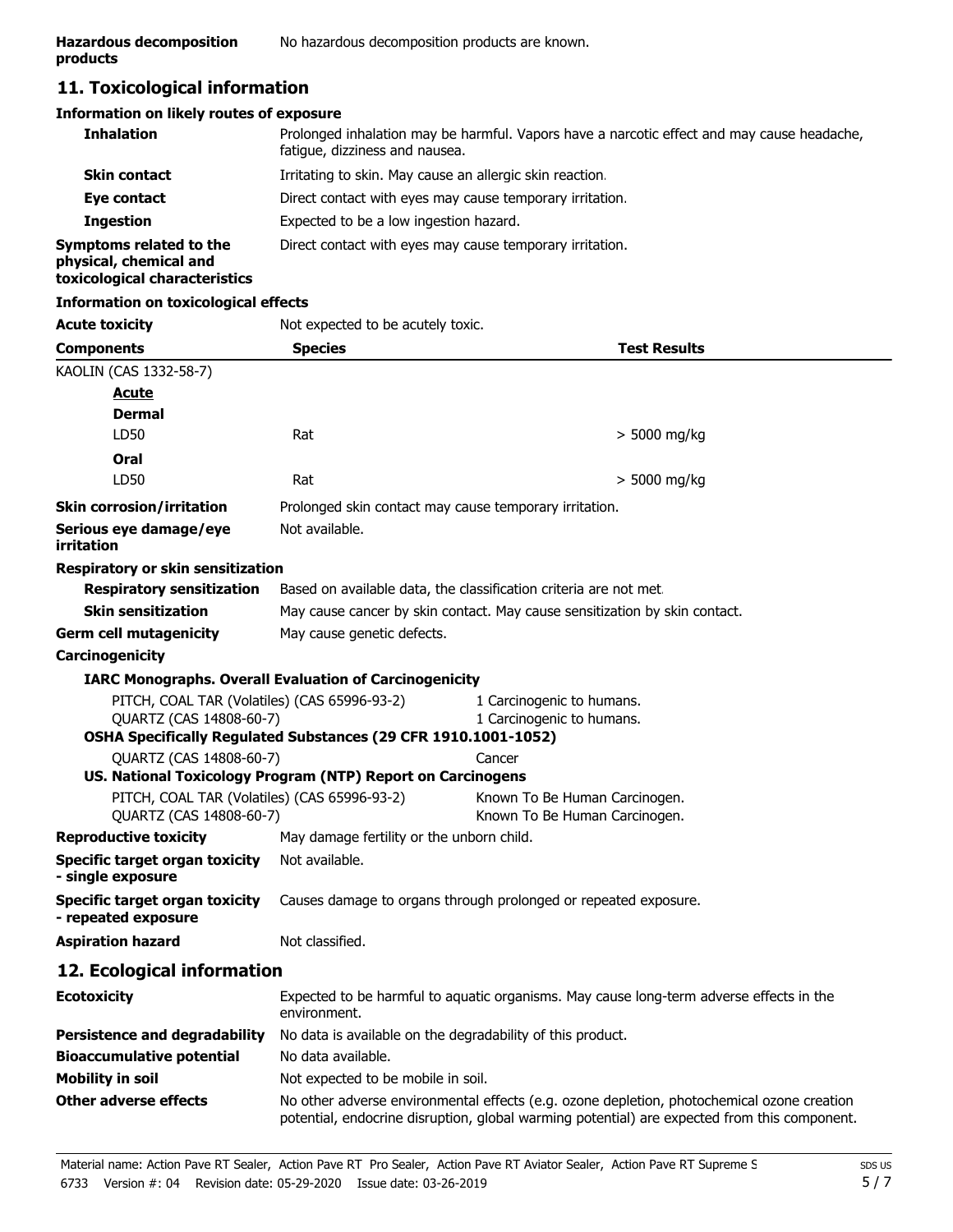**Hazardous decomposition products** No hazardous decomposition products are known.

## 11. Toxicological information

### Information on likely routes of exposure

| | |
|---|---|
| **Inhalation** | Prolonged inhalation may be harmful. Vapors have a narcotic effect and may cause headache, fatigue, dizziness and nausea. |
| **Skin contact** | Irritating to skin. May cause an allergic skin reaction. |
| **Eye contact** | Direct contact with eyes may cause temporary irritation. |
| **Ingestion** | Expected to be a low ingestion hazard. |
| **Symptoms related to the physical, chemical and toxicological characteristics** | Direct contact with eyes may cause temporary irritation. |

### Information on toxicological effects

**Acute toxicity** Not expected to be acutely toxic.

| Components | Species | Test Results |
|---|---|---|
| KAOLIN (CAS 1332-58-7) | | |
| **Acute** | | |
| **Dermal** | | |
| LD50 | Rat | > 5000 mg/kg |
| **Oral** | | |
| LD50 | Rat | > 5000 mg/kg |

| | |
|---|---|
| **Skin corrosion/irritation** | Prolonged skin contact may cause temporary irritation. |
| **Serious eye damage/eye irritation** | Not available. |

**Respiratory or skin sensitization**

| | |
|---|---|
| **Respiratory sensitization** | Based on available data, the classification criteria are not met. |
| **Skin sensitization** | May cause cancer by skin contact. May cause sensitization by skin contact. |
| **Germ cell mutagenicity** | May cause genetic defects. |

**Carcinogenicity**

**IARC Monographs. Overall Evaluation of Carcinogenicity**

| | |
|---|---|
| PITCH, COAL TAR (Volatiles) (CAS 65996-93-2) | 1 Carcinogenic to humans. |
| QUARTZ (CAS 14808-60-7) | 1 Carcinogenic to humans. |

**OSHA Specifically Regulated Substances (29 CFR 1910.1001-1052)**

| | |
|---|---|
| QUARTZ (CAS 14808-60-7) | Cancer |

**US. National Toxicology Program (NTP) Report on Carcinogens**

| | |
|---|---|
| PITCH, COAL TAR (Volatiles) (CAS 65996-93-2) | Known To Be Human Carcinogen. |
| QUARTZ (CAS 14808-60-7) | Known To Be Human Carcinogen. |

| | |
|---|---|
| **Reproductive toxicity** | May damage fertility or the unborn child. |
| **Specific target organ toxicity - single exposure** | Not available. |
| **Specific target organ toxicity - repeated exposure** | Causes damage to organs through prolonged or repeated exposure. |
| **Aspiration hazard** | Not classified. |

## 12. Ecological information

| | |
|---|---|
| **Ecotoxicity** | Expected to be harmful to aquatic organisms. May cause long-term adverse effects in the environment. |
| **Persistence and degradability** | No data is available on the degradability of this product. |
| **Bioaccumulative potential** | No data available. |
| **Mobility in soil** | Not expected to be mobile in soil. |
| **Other adverse effects** | No other adverse environmental effects (e.g. ozone depletion, photochemical ozone creation potential, endocrine disruption, global warming potential) are expected from this component. |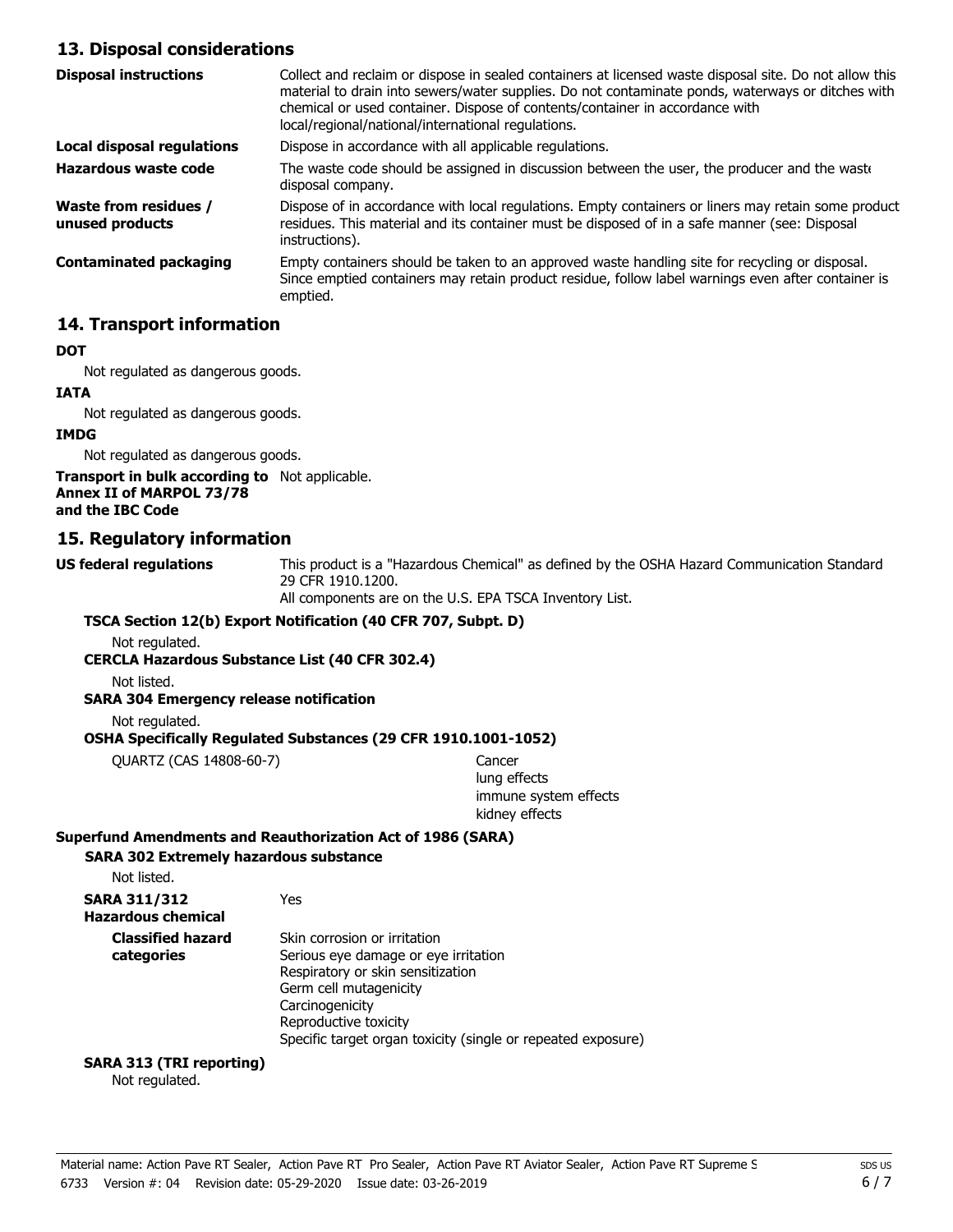## 13. Disposal considerations

| | |
|---|---|
| **Disposal instructions** | Collect and reclaim or dispose in sealed containers at licensed waste disposal site. Do not allow this material to drain into sewers/water supplies. Do not contaminate ponds, waterways or ditches with chemical or used container. Dispose of contents/container in accordance with local/regional/national/international regulations. |
| **Local disposal regulations** | Dispose in accordance with all applicable regulations. |
| **Hazardous waste code** | The waste code should be assigned in discussion between the user, the producer and the waste disposal company. |
| **Waste from residues / unused products** | Dispose of in accordance with local regulations. Empty containers or liners may retain some product residues. This material and its container must be disposed of in a safe manner (see: Disposal instructions). |
| **Contaminated packaging** | Empty containers should be taken to an approved waste handling site for recycling or disposal. Since emptied containers may retain product residue, follow label warnings even after container is emptied. |

## 14. Transport information

**DOT**

Not regulated as dangerous goods.

**IATA**

Not regulated as dangerous goods.

**IMDG**

Not regulated as dangerous goods.

**Transport in bulk according to Annex II of MARPOL 73/78 and the IBC Code** Not applicable.

## 15. Regulatory information

**US federal regulations** This product is a "Hazardous Chemical" as defined by the OSHA Hazard Communication Standard 29 CFR 1910.1200.
All components are on the U.S. EPA TSCA Inventory List.

**TSCA Section 12(b) Export Notification (40 CFR 707, Subpt. D)**

Not regulated.

**CERCLA Hazardous Substance List (40 CFR 302.4)**

Not listed.

**SARA 304 Emergency release notification**

Not regulated.

**OSHA Specifically Regulated Substances (29 CFR 1910.1001-1052)**

| | |
|---|---|
| QUARTZ (CAS 14808-60-7) | Cancer<br>lung effects<br>immune system effects<br>kidney effects |

**Superfund Amendments and Reauthorization Act of 1986 (SARA)**

**SARA 302 Extremely hazardous substance**

Not listed.

| | |
|---|---|
| **SARA 311/312 Hazardous chemical** | Yes |
| **Classified hazard categories** | Skin corrosion or irritation<br>Serious eye damage or eye irritation<br>Respiratory or skin sensitization<br>Germ cell mutagenicity<br>Carcinogenicity<br>Reproductive toxicity<br>Specific target organ toxicity (single or repeated exposure) |

**SARA 313 (TRI reporting)**

Not regulated.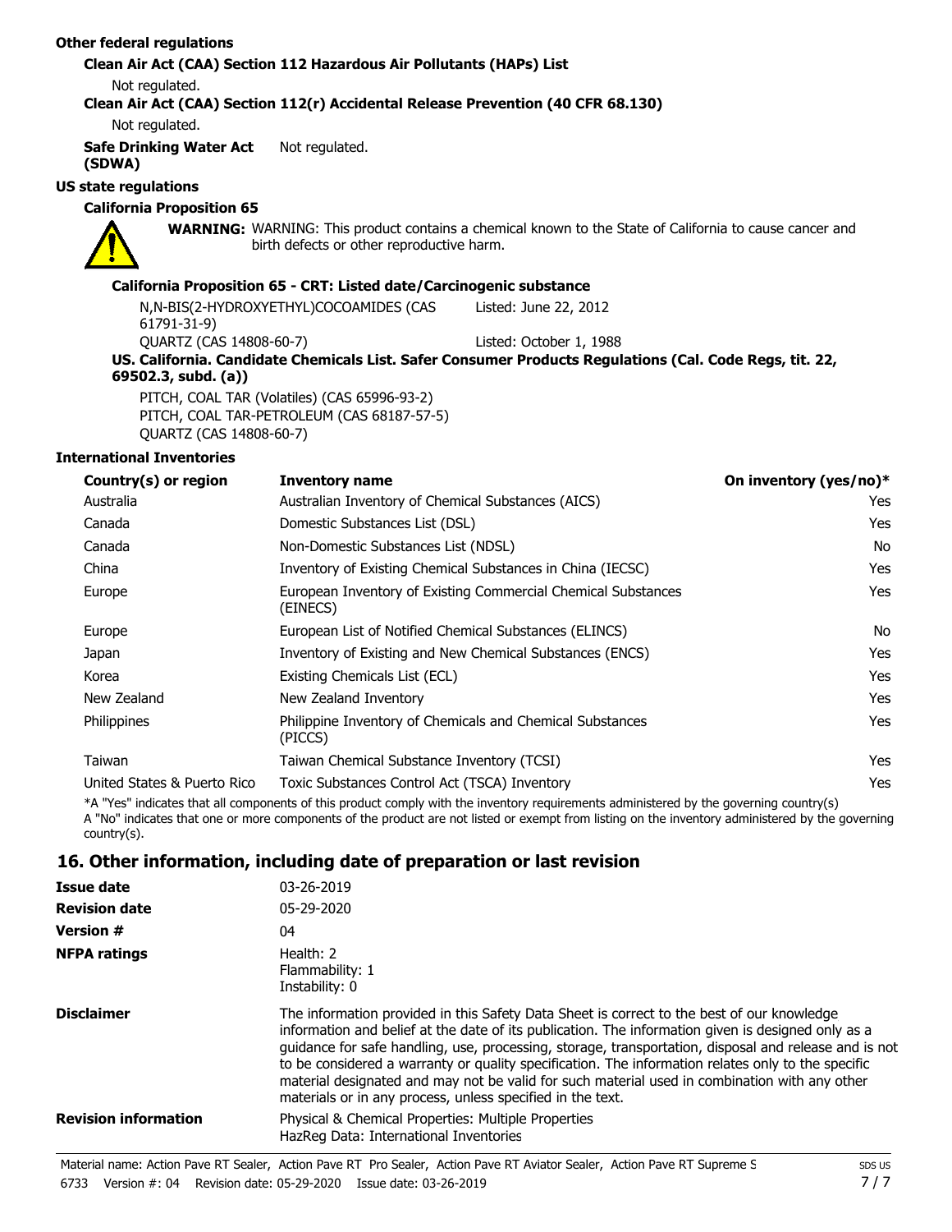**Other federal regulations**

**Clean Air Act (CAA) Section 112 Hazardous Air Pollutants (HAPs) List**

Not regulated.

**Clean Air Act (CAA) Section 112(r) Accidental Release Prevention (40 CFR 68.130)**

Not regulated.

**Safe Drinking Water Act (SDWA)** Not regulated.

**US state regulations**

**California Proposition 65**

**WARNING:** WARNING: This product contains a chemical known to the State of California to cause cancer and birth defects or other reproductive harm.

**California Proposition 65 - CRT: Listed date/Carcinogenic substance**

| | |
|---|---|
| N,N-BIS(2-HYDROXYETHYL)COCOAMIDES (CAS 61791-31-9) | Listed: June 22, 2012 |
| QUARTZ (CAS 14808-60-7) | Listed: October 1, 1988 |

**US. California. Candidate Chemicals List. Safer Consumer Products Regulations (Cal. Code Regs, tit. 22, 69502.3, subd. (a))**

PITCH, COAL TAR (Volatiles) (CAS 65996-93-2)
PITCH, COAL TAR-PETROLEUM (CAS 68187-57-5)
QUARTZ (CAS 14808-60-7)

**International Inventories**

| Country(s) or region | Inventory name | On inventory (yes/no)* |
|---|---|---|
| Australia | Australian Inventory of Chemical Substances (AICS) | Yes |
| Canada | Domestic Substances List (DSL) | Yes |
| Canada | Non-Domestic Substances List (NDSL) | No |
| China | Inventory of Existing Chemical Substances in China (IECSC) | Yes |
| Europe | European Inventory of Existing Commercial Chemical Substances (EINECS) | Yes |
| Europe | European List of Notified Chemical Substances (ELINCS) | No |
| Japan | Inventory of Existing and New Chemical Substances (ENCS) | Yes |
| Korea | Existing Chemicals List (ECL) | Yes |
| New Zealand | New Zealand Inventory | Yes |
| Philippines | Philippine Inventory of Chemicals and Chemical Substances (PICCS) | Yes |
| Taiwan | Taiwan Chemical Substance Inventory (TCSI) | Yes |
| United States & Puerto Rico | Toxic Substances Control Act (TSCA) Inventory | Yes |

*A "Yes" indicates that all components of this product comply with the inventory requirements administered by the governing country(s)
A "No" indicates that one or more components of the product are not listed or exempt from listing on the inventory administered by the governing country(s).

## 16. Other information, including date of preparation or last revision

| | |
|---|---|
| **Issue date** | 03-26-2019 |
| **Revision date** | 05-29-2020 |
| **Version #** | 04 |
| **NFPA ratings** | Health: 2<br>Flammability: 1<br>Instability: 0 |
| **Disclaimer** | The information provided in this Safety Data Sheet is correct to the best of our knowledge information and belief at the date of its publication. The information given is designed only as a guidance for safe handling, use, processing, storage, transportation, disposal and release and is not to be considered a warranty or quality specification. The information relates only to the specific material designated and may not be valid for such material used in combination with any other materials or in any process, unless specified in the text. |
| **Revision information** | Physical & Chemical Properties: Multiple Properties<br>HazReg Data: International Inventories |